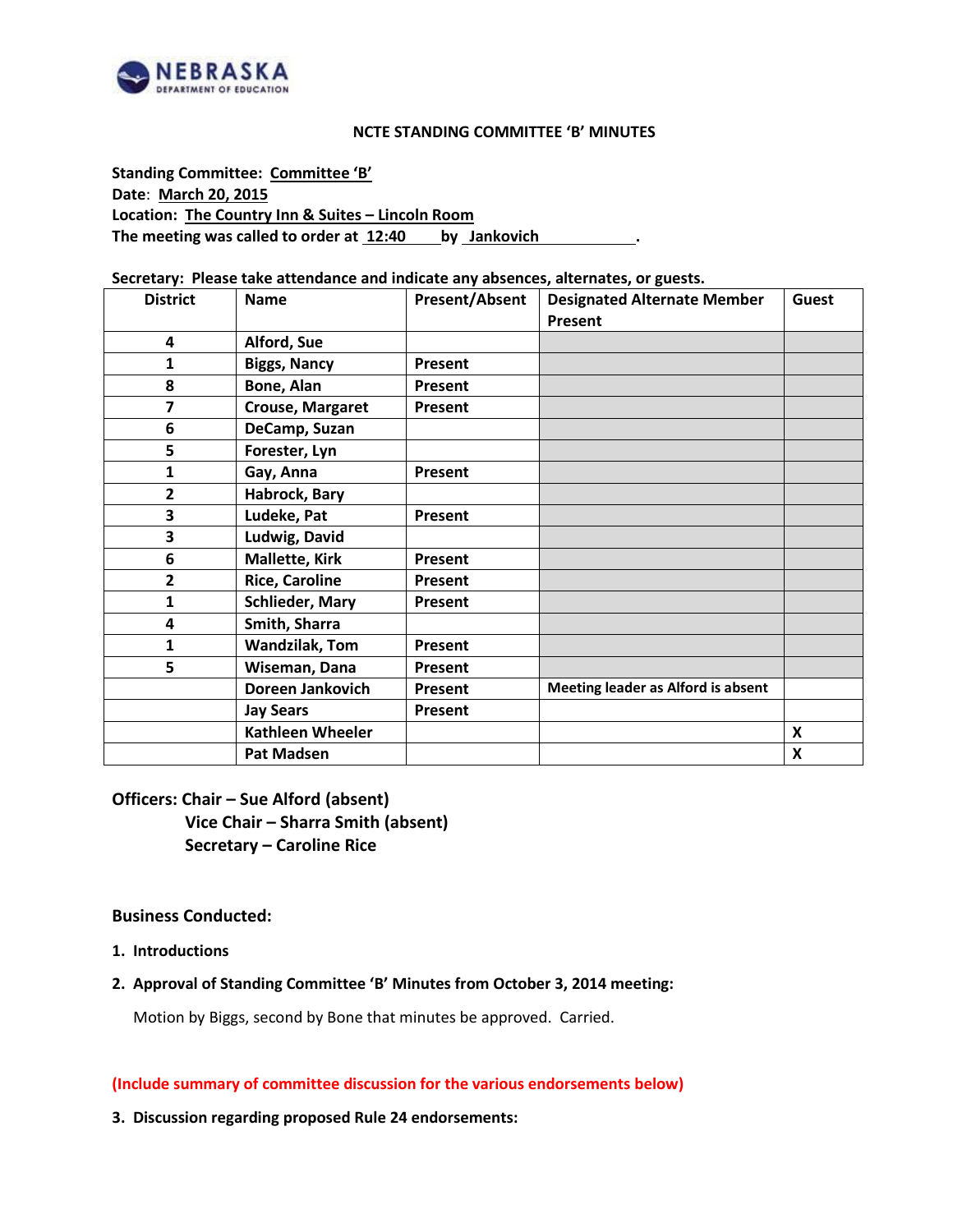NEBRASKA
DEPARTMENT OF EDUCATION

# NCTE STANDING COMMITTEE 'B' MINUTES

**Standing Committee:** **Committee 'B'**
**Date**: **March 20, 2015**
**Location:** **The Country Inn & Suites – Lincoln Room**
**The meeting was called to order at** **12:40** **by** **Jankovich** **.**

**Secretary: Please take attendance and indicate any absences, alternates, or guests.**

| District | Name | Present/Absent | Designated Alternate Member Present | Guest |
|---|---|---|---|---|
| 4 | Alford, Sue | | | |
| 1 | Biggs, Nancy | Present | | |
| 8 | Bone, Alan | Present | | |
| 7 | Crouse, Margaret | Present | | |
| 6 | DeCamp, Suzan | | | |
| 5 | Forester, Lyn | | | |
| 1 | Gay, Anna | Present | | |
| 2 | Habrock, Bary | | | |
| 3 | Ludeke, Pat | Present | | |
| 3 | Ludwig, David | | | |
| 6 | Mallette, Kirk | Present | | |
| 2 | Rice, Caroline | Present | | |
| 1 | Schlieder, Mary | Present | | |
| 4 | Smith, Sharra | | | |
| 1 | Wandzilak, Tom | Present | | |
| 5 | Wiseman, Dana | Present | | |
| | Doreen Jankovich | Present | Meeting leader as Alford is absent | |
| | Jay Sears | Present | | |
| | Kathleen Wheeler | | | X |
| | Pat Madsen | | | X |

**Officers: Chair – Sue Alford (absent)**
**Vice Chair – Sharra Smith (absent)**
**Secretary – Caroline Rice**

**Business Conducted:**

1. **Introductions**
2. **Approval of Standing Committee 'B' Minutes from October 3, 2014 meeting:**

   Motion by Biggs, second by Bone that minutes be approved. Carried.

**(Include summary of committee discussion for the various endorsements below)**

3. **Discussion regarding proposed Rule 24 endorsements:**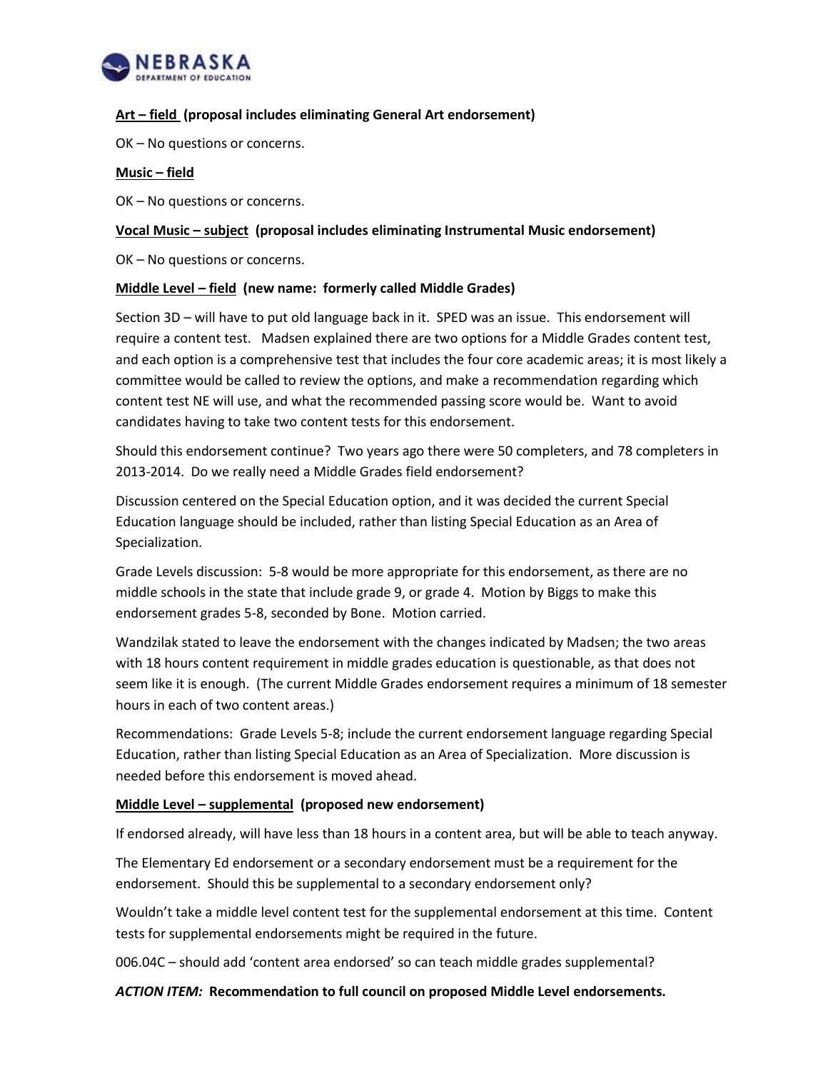**Art – field (proposal includes eliminating General Art endorsement)**

OK – No questions or concerns.

**Music – field**

OK – No questions or concerns.

**Vocal Music – subject (proposal includes eliminating Instrumental Music endorsement)**

OK – No questions or concerns.

**Middle Level – field (new name: formerly called Middle Grades)**

Section 3D – will have to put old language back in it. SPED was an issue. This endorsement will require a content test. Madsen explained there are two options for a Middle Grades content test, and each option is a comprehensive test that includes the four core academic areas; it is most likely a committee would be called to review the options, and make a recommendation regarding which content test NE will use, and what the recommended passing score would be. Want to avoid candidates having to take two content tests for this endorsement.

Should this endorsement continue? Two years ago there were 50 completers, and 78 completers in 2013-2014. Do we really need a Middle Grades field endorsement?

Discussion centered on the Special Education option, and it was decided the current Special Education language should be included, rather than listing Special Education as an Area of Specialization.

Grade Levels discussion: 5-8 would be more appropriate for this endorsement, as there are no middle schools in the state that include grade 9, or grade 4. Motion by Biggs to make this endorsement grades 5-8, seconded by Bone. Motion carried.

Wandzilak stated to leave the endorsement with the changes indicated by Madsen; the two areas with 18 hours content requirement in middle grades education is questionable, as that does not seem like it is enough. (The current Middle Grades endorsement requires a minimum of 18 semester hours in each of two content areas.)

Recommendations: Grade Levels 5-8; include the current endorsement language regarding Special Education, rather than listing Special Education as an Area of Specialization. More discussion is needed before this endorsement is moved ahead.

**Middle Level – supplemental (proposed new endorsement)**

If endorsed already, will have less than 18 hours in a content area, but will be able to teach anyway.

The Elementary Ed endorsement or a secondary endorsement must be a requirement for the endorsement. Should this be supplemental to a secondary endorsement only?

Wouldn't take a middle level content test for the supplemental endorsement at this time. Content tests for supplemental endorsements might be required in the future.

006.04C – should add 'content area endorsed' so can teach middle grades supplemental?

***ACTION ITEM:*** **Recommendation to full council on proposed Middle Level endorsements.**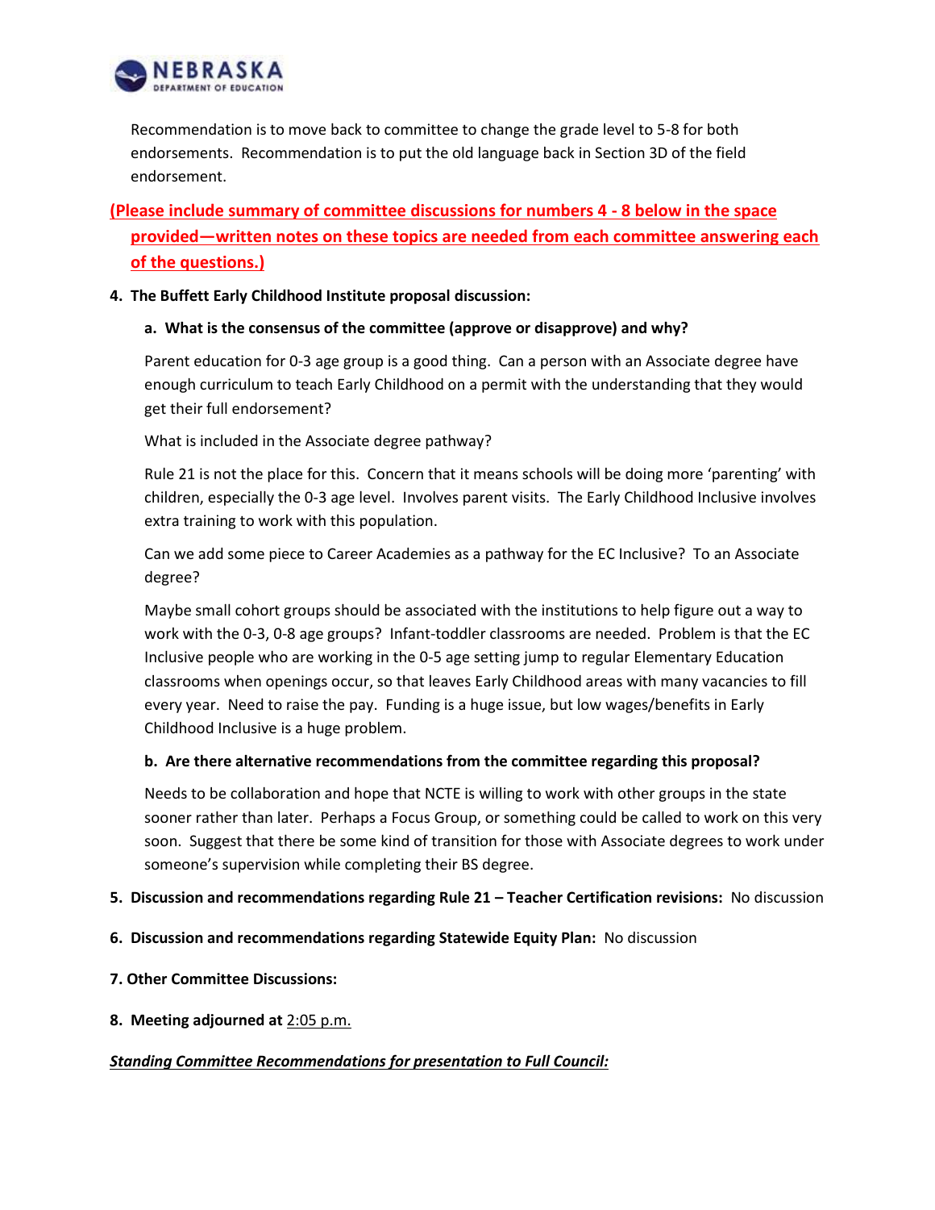Recommendation is to move back to committee to change the grade level to 5-8 for both endorsements. Recommendation is to put the old language back in Section 3D of the field endorsement.

**(Please include summary of committee discussions for numbers 4 - 8 below in the space provided—written notes on these topics are needed from each committee answering each of the questions.)**

4. **The Buffett Early Childhood Institute proposal discussion:**

   a. **What is the consensus of the committee (approve or disapprove) and why?**

   Parent education for 0-3 age group is a good thing. Can a person with an Associate degree have enough curriculum to teach Early Childhood on a permit with the understanding that they would get their full endorsement?

   What is included in the Associate degree pathway?

   Rule 21 is not the place for this. Concern that it means schools will be doing more 'parenting' with children, especially the 0-3 age level. Involves parent visits. The Early Childhood Inclusive involves extra training to work with this population.

   Can we add some piece to Career Academies as a pathway for the EC Inclusive? To an Associate degree?

   Maybe small cohort groups should be associated with the institutions to help figure out a way to work with the 0-3, 0-8 age groups? Infant-toddler classrooms are needed. Problem is that the EC Inclusive people who are working in the 0-5 age setting jump to regular Elementary Education classrooms when openings occur, so that leaves Early Childhood areas with many vacancies to fill every year. Need to raise the pay. Funding is a huge issue, but low wages/benefits in Early Childhood Inclusive is a huge problem.

   b. **Are there alternative recommendations from the committee regarding this proposal?**

   Needs to be collaboration and hope that NCTE is willing to work with other groups in the state sooner rather than later. Perhaps a Focus Group, or something could be called to work on this very soon. Suggest that there be some kind of transition for those with Associate degrees to work under someone's supervision while completing their BS degree.

5. **Discussion and recommendations regarding Rule 21 – Teacher Certification revisions:** No discussion

6. **Discussion and recommendations regarding Statewide Equity Plan:** No discussion

7. **Other Committee Discussions:**

8. **Meeting adjourned at** 2:05 p.m.

***Standing Committee Recommendations for presentation to Full Council:***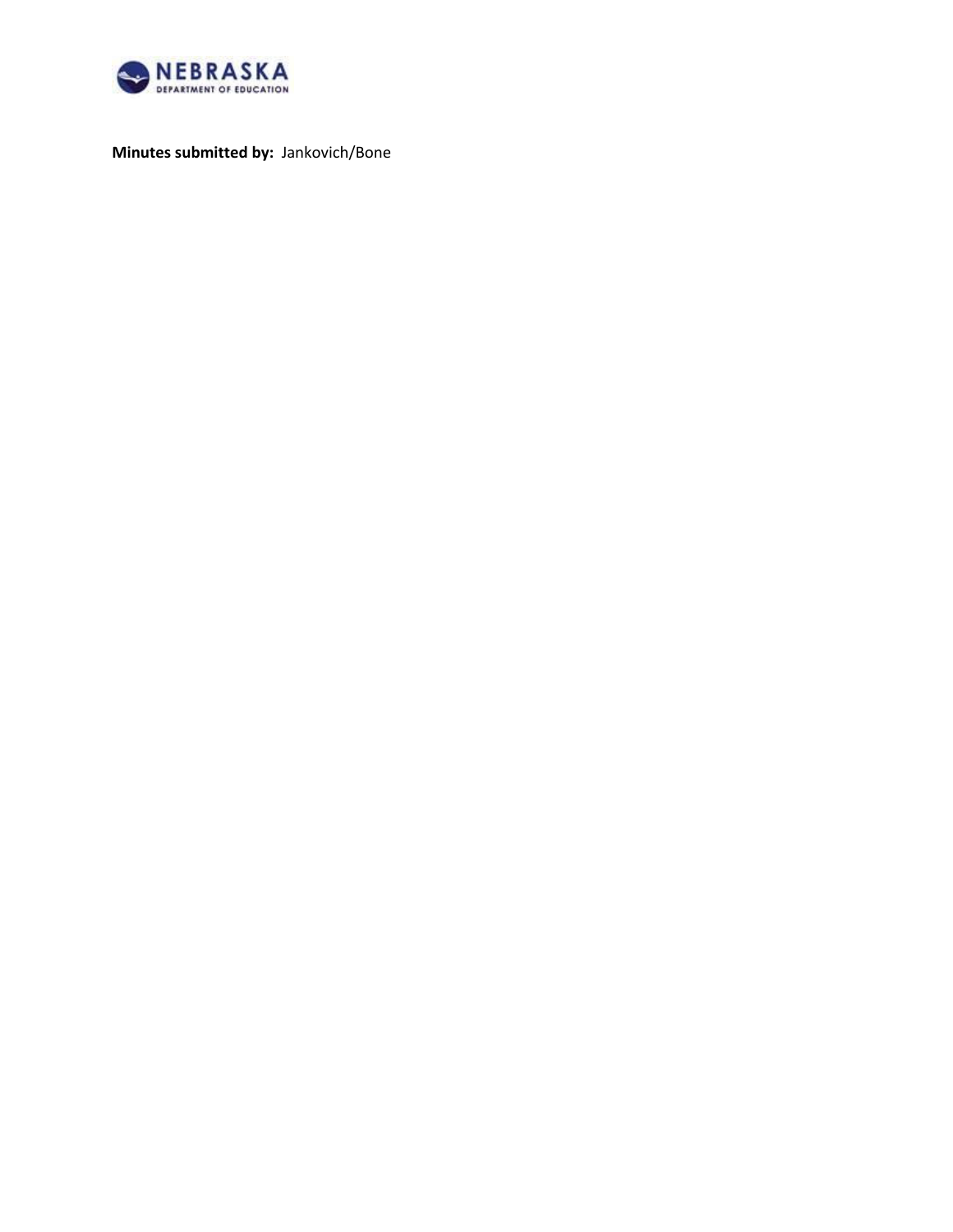**Minutes submitted by:** Jankovich/Bone